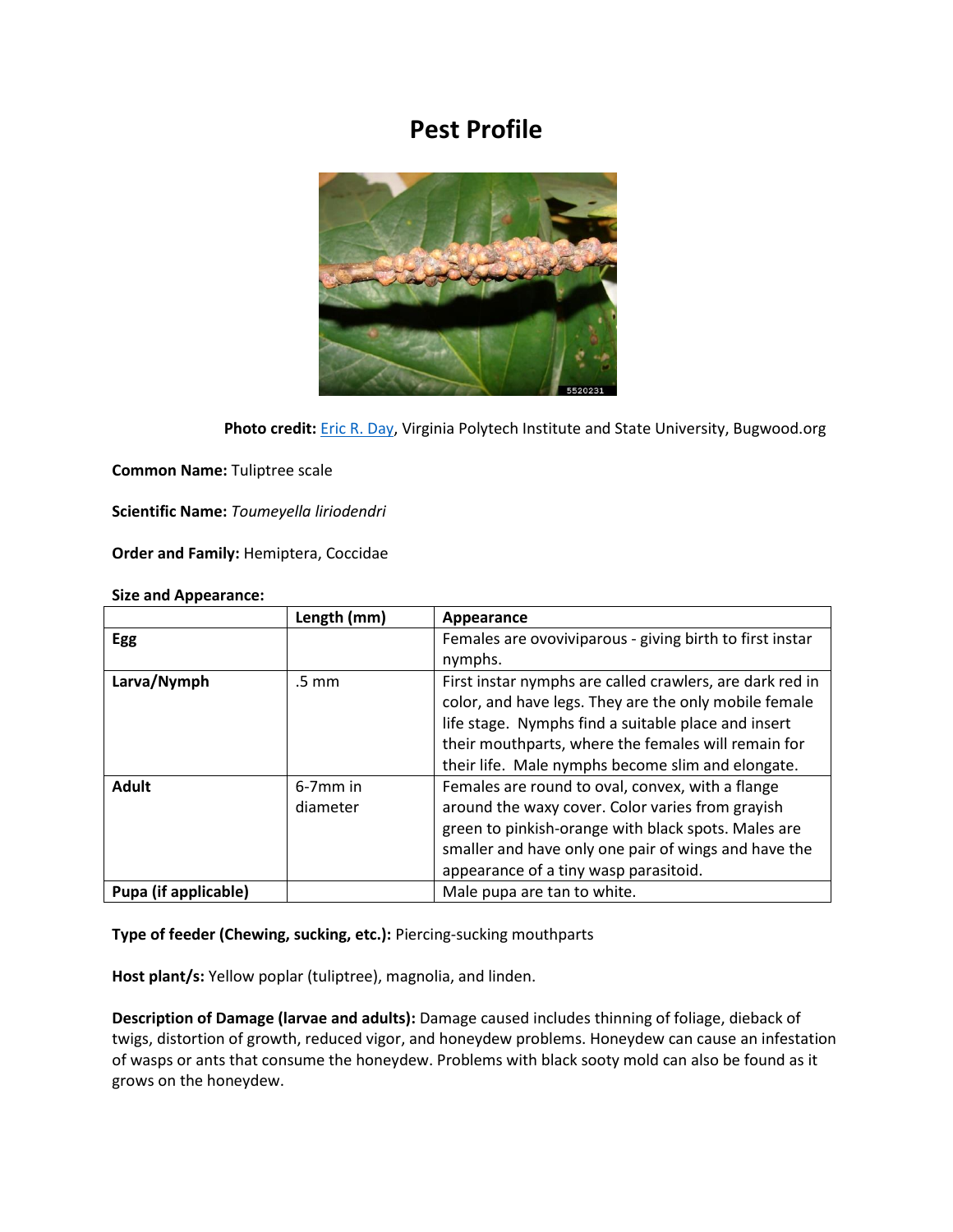# Pest Profile

**Photo credit:** [Eric R. Day](), Virginia Polytech Institute and State University, Bugwood.org

**Common Name:** Tuliptree scale

**Scientific Name:** *Toumeyella liriodendri*

**Order and Family:** Hemiptera, Coccidae

**Size and Appearance:**

| | Length (mm) | Appearance |
|---|---|---|
| **Egg** | | Females are ovoviviparous - giving birth to first instar nymphs. |
| **Larva/Nymph** | .5 mm | First instar nymphs are called crawlers, are dark red in color, and have legs. They are the only mobile female life stage. Nymphs find a suitable place and insert their mouthparts, where the females will remain for their life. Male nymphs become slim and elongate. |
| **Adult** | 6-7mm in diameter | Females are round to oval, convex, with a flange around the waxy cover. Color varies from grayish green to pinkish-orange with black spots. Males are smaller and have only one pair of wings and have the appearance of a tiny wasp parasitoid. |
| **Pupa (if applicable)** | | Male pupa are tan to white. |

**Type of feeder (Chewing, sucking, etc.):** Piercing-sucking mouthparts

**Host plant/s:** Yellow poplar (tuliptree), magnolia, and linden.

**Description of Damage (larvae and adults):** Damage caused includes thinning of foliage, dieback of twigs, distortion of growth, reduced vigor, and honeydew problems. Honeydew can cause an infestation of wasps or ants that consume the honeydew. Problems with black sooty mold can also be found as it grows on the honeydew.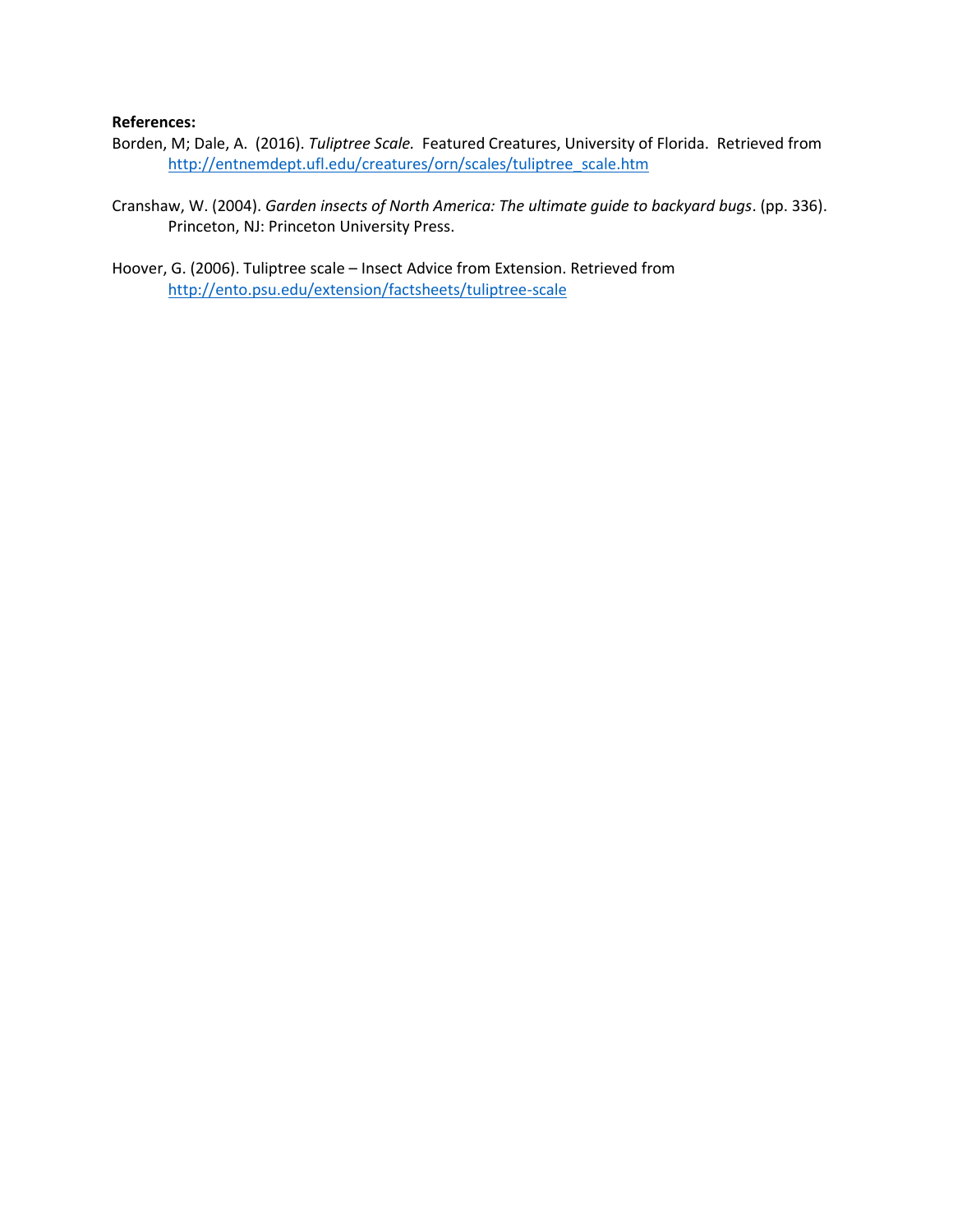**References:**

Borden, M; Dale, A. (2016). *Tuliptree Scale.* Featured Creatures, University of Florida. Retrieved from http://entnemdept.ufl.edu/creatures/orn/scales/tuliptree_scale.htm

Cranshaw, W. (2004). *Garden insects of North America: The ultimate guide to backyard bugs*. (pp. 336). Princeton, NJ: Princeton University Press.

Hoover, G. (2006). Tuliptree scale – Insect Advice from Extension. Retrieved from http://ento.psu.edu/extension/factsheets/tuliptree-scale